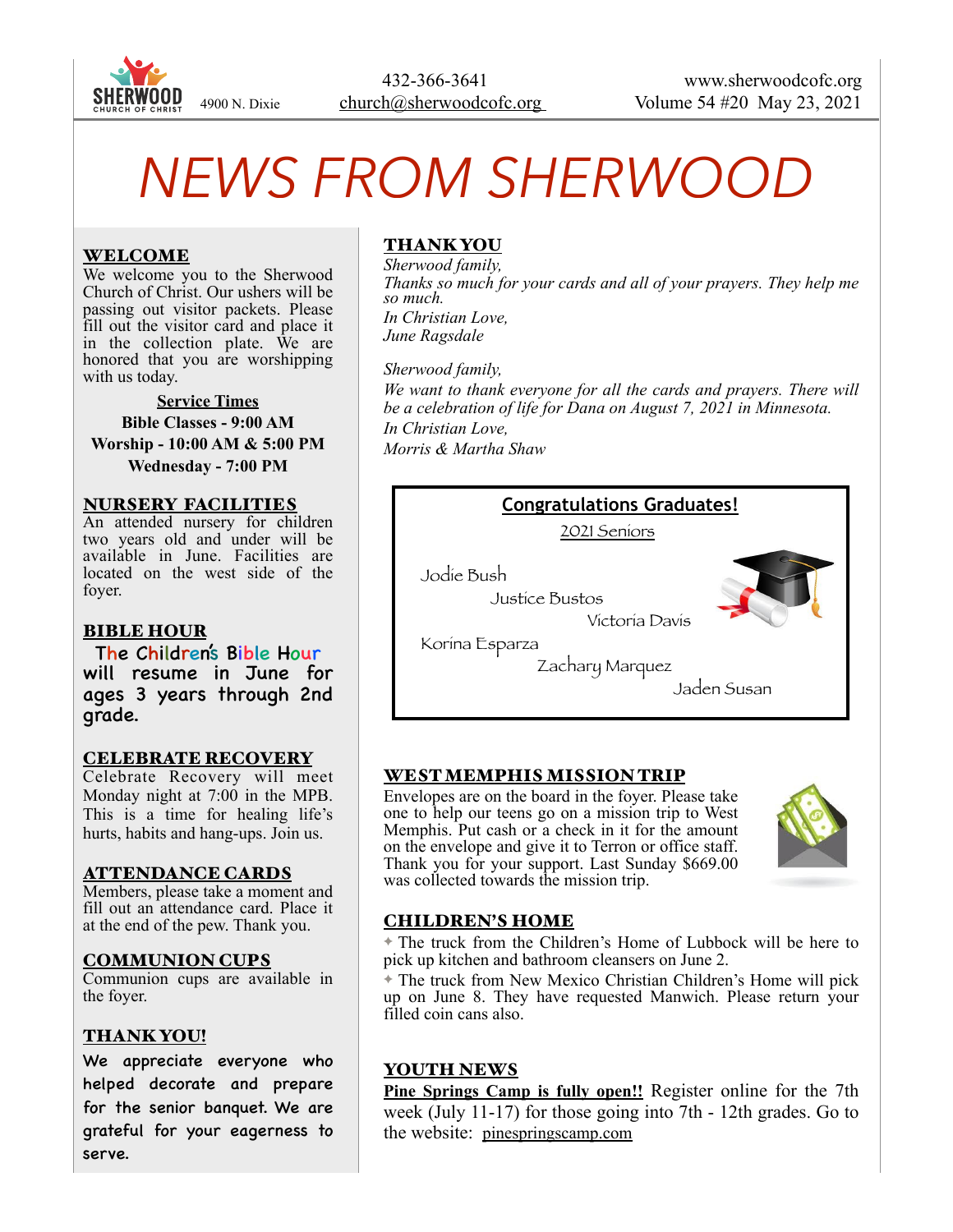SHERWOOD CHURCH OF CHRIST 4900 N. Dixie

432-366-3641
church@sherwoodcofc.org

www.sherwoodcofc.org
Volume 54 #20 May 23, 2021

# NEWS FROM SHERWOOD

## WELCOME

We welcome you to the Sherwood Church of Christ. Our ushers will be passing out visitor packets. Please fill out the visitor card and place it in the collection plate. We are honored that you are worshipping with us today.

**Service Times**
**Bible Classes - 9:00 AM**
**Worship - 10:00 AM & 5:00 PM**
**Wednesday - 7:00 PM**

## NURSERY FACILITIES

An attended nursery for children two years old and under will be available in June. Facilities are located on the west side of the foyer.

## BIBLE HOUR

The Children's Bible Hour will resume in June for ages 3 years through 2nd grade.

## CELEBRATE RECOVERY

Celebrate Recovery will meet Monday night at 7:00 in the MPB. This is a time for healing life's hurts, habits and hang-ups. Join us.

## ATTENDANCE CARDS

Members, please take a moment and fill out an attendance card. Place it at the end of the pew. Thank you.

## COMMUNION CUPS

Communion cups are available in the foyer.

## THANK YOU!

We appreciate everyone who helped decorate and prepare for the senior banquet. We are grateful for your eagerness to serve.

## THANK YOU

*Sherwood family,*
*Thanks so much for your cards and all of your prayers. They help me so much.*
*In Christian Love,*
*June Ragsdale*

*Sherwood family,*
*We want to thank everyone for all the cards and prayers. There will be a celebration of life for Dana on August 7, 2021 in Minnesota.*
*In Christian Love,*
*Morris & Martha Shaw*

**Congratulations Graduates!**

2021 Seniors

Jodie Bush
Justice Bustos
Victoria Davis
Korina Esparza
Zachary Marquez
Jaden Susan

## WEST MEMPHIS MISSION TRIP

Envelopes are on the board in the foyer. Please take one to help our teens go on a mission trip to West Memphis. Put cash or a check in it for the amount on the envelope and give it to Terron or office staff. Thank you for your support. Last Sunday $669.00 was collected towards the mission trip.

## CHILDREN'S HOME

- The truck from the Children's Home of Lubbock will be here to pick up kitchen and bathroom cleansers on June 2.
- The truck from New Mexico Christian Children's Home will pick up on June 8. They have requested Manwich. Please return your filled coin cans also.

## YOUTH NEWS

**Pine Springs Camp is fully open!!** Register online for the 7th week (July 11-17) for those going into 7th - 12th grades. Go to the website: pinespringscamp.com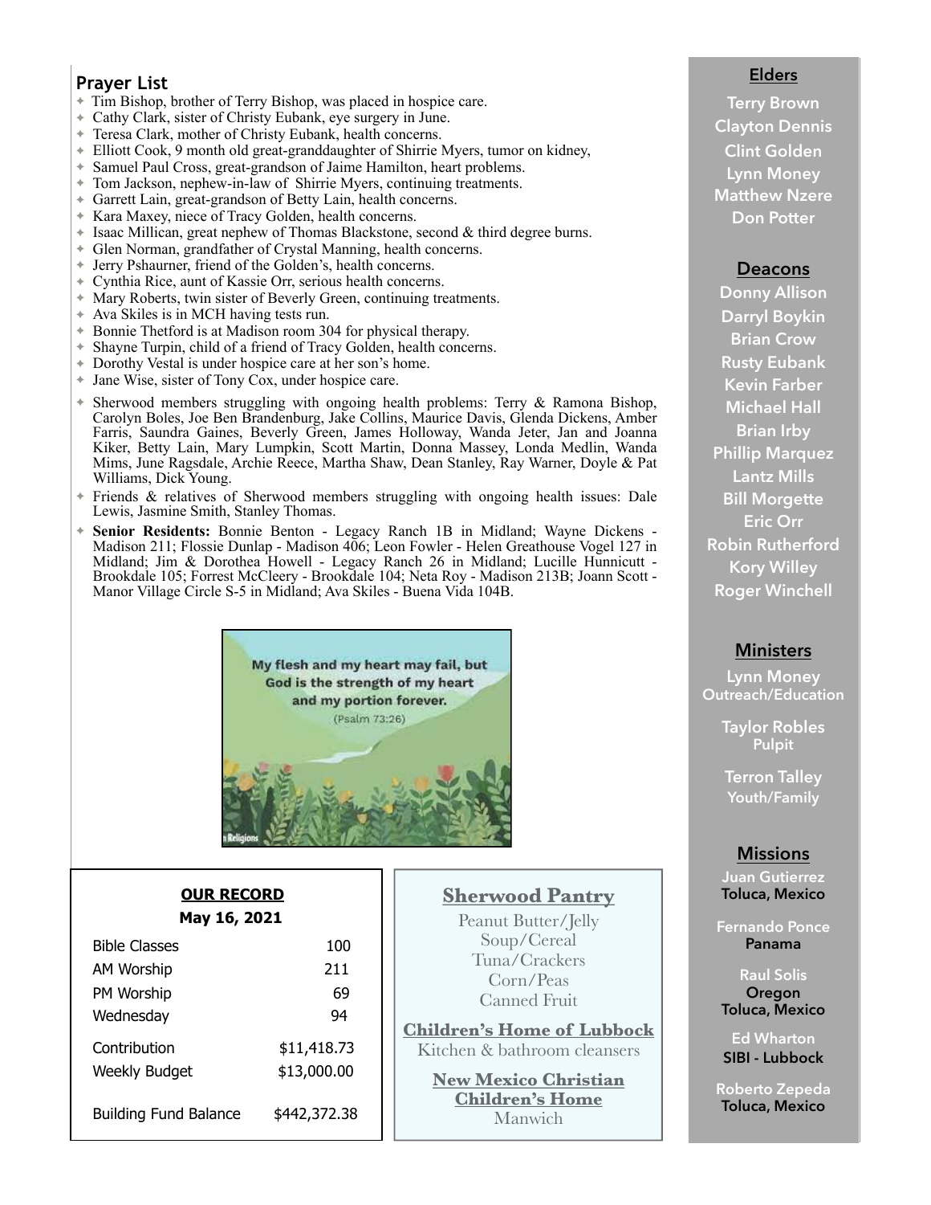## Prayer List

- Tim Bishop, brother of Terry Bishop, was placed in hospice care.
- Cathy Clark, sister of Christy Eubank, eye surgery in June.
- Teresa Clark, mother of Christy Eubank, health concerns.
- Elliott Cook, 9 month old great-granddaughter of Shirrie Myers, tumor on kidney,
- Samuel Paul Cross, great-grandson of Jaime Hamilton, heart problems.
- Tom Jackson, nephew-in-law of Shirrie Myers, continuing treatments.
- Garrett Lain, great-grandson of Betty Lain, health concerns.
- Kara Maxey, niece of Tracy Golden, health concerns.
- Isaac Millican, great nephew of Thomas Blackstone, second & third degree burns.
- Glen Norman, grandfather of Crystal Manning, health concerns.
- Jerry Pshaurner, friend of the Golden's, health concerns.
- Cynthia Rice, aunt of Kassie Orr, serious health concerns.
- Mary Roberts, twin sister of Beverly Green, continuing treatments.
- Ava Skiles is in MCH having tests run.
- Bonnie Thetford is at Madison room 304 for physical therapy.
- Shayne Turpin, child of a friend of Tracy Golden, health concerns.
- Dorothy Vestal is under hospice care at her son's home.
- Jane Wise, sister of Tony Cox, under hospice care.
- Sherwood members struggling with ongoing health problems: Terry & Ramona Bishop, Carolyn Boles, Joe Ben Brandenburg, Jake Collins, Maurice Davis, Glenda Dickens, Amber Farris, Saundra Gaines, Beverly Green, James Holloway, Wanda Jeter, Jan and Joanna Kiker, Betty Lain, Mary Lumpkin, Scott Martin, Donna Massey, Londa Medlin, Wanda Mims, June Ragsdale, Archie Reece, Martha Shaw, Dean Stanley, Ray Warner, Doyle & Pat Williams, Dick Young.
- Friends & relatives of Sherwood members struggling with ongoing health issues: Dale Lewis, Jasmine Smith, Stanley Thomas.
- **Senior Residents:** Bonnie Benton - Legacy Ranch 1B in Midland; Wayne Dickens - Madison 211; Flossie Dunlap - Madison 406; Leon Fowler - Helen Greathouse Vogel 127 in Midland; Jim & Dorothea Howell - Legacy Ranch 26 in Midland; Lucille Hunnicutt - Brookdale 105; Forrest McCleery - Brookdale 104; Neta Roy - Madison 213B; Joann Scott - Manor Village Circle S-5 in Midland; Ava Skiles - Buena Vida 104B.

My flesh and my heart may fail, but God is the strength of my heart and my portion forever.
(Psalm 73:26)

### OUR RECORD
**May 16, 2021**

| | |
|---|---|
| Bible Classes | 100 |
| AM Worship | 211 |
| PM Worship | 69 |
| Wednesday | 94 |
| Contribution | $11,418.73 |
| Weekly Budget | $13,000.00 |
| Building Fund Balance | $442,372.38 |

### Sherwood Pantry
Peanut Butter/Jelly
Soup/Cereal
Tuna/Crackers
Corn/Peas
Canned Fruit

**Children's Home of Lubbock**
Kitchen & bathroom cleansers

**New Mexico Christian Children's Home**
Manwich

### Elders
Terry Brown
Clayton Dennis
Clint Golden
Lynn Money
Matthew Nzere
Don Potter

### Deacons
Donny Allison
Darryl Boykin
Brian Crow
Rusty Eubank
Kevin Farber
Michael Hall
Brian Irby
Phillip Marquez
Lantz Mills
Bill Morgette
Eric Orr
Robin Rutherford
Kory Willey
Roger Winchell

### Ministers
Lynn Money
Outreach/Education

Taylor Robles
Pulpit

Terron Talley
Youth/Family

### Missions
Juan Gutierrez
Toluca, Mexico

Fernando Ponce
Panama

Raul Solis
Oregon
Toluca, Mexico

Ed Wharton
SIBI - Lubbock

Roberto Zepeda
Toluca, Mexico